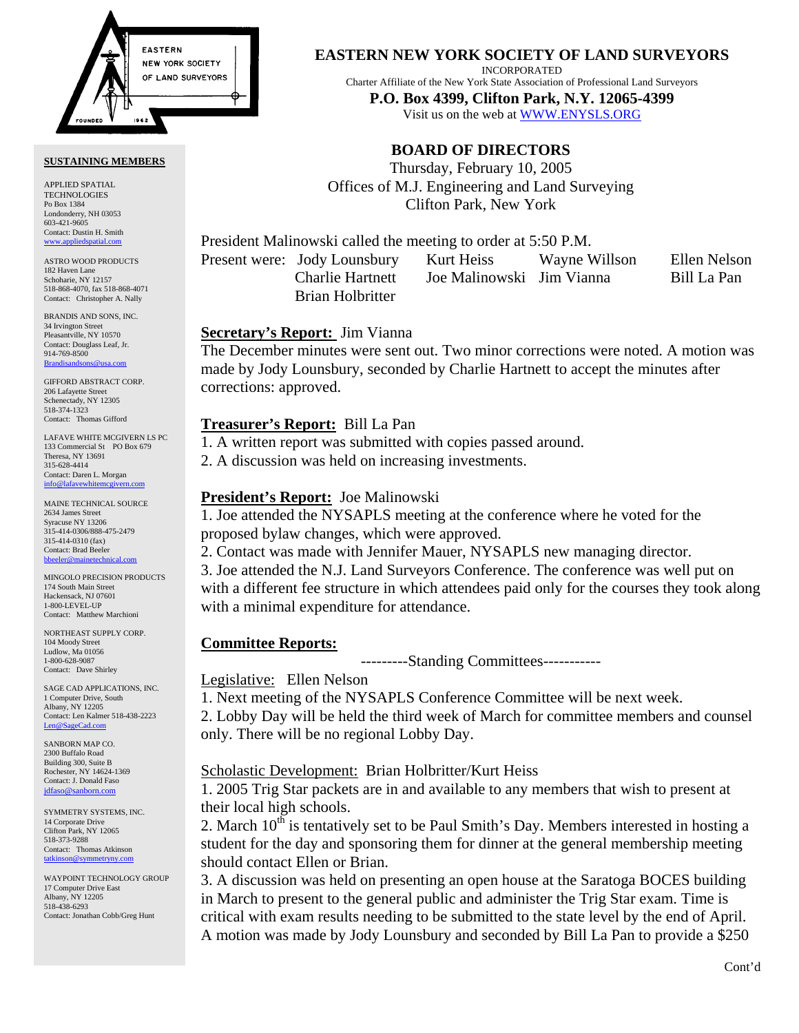# EASTERN NEW YORK SOCIETY OF LAND SURVEYORS

INCORPORATED

Charter Affiliate of the New York State Association of Professional Land Surveyors

**P.O. Box 4399, Clifton Park, N.Y. 12065-4399**

Visit us on the web at WWW.ENYSLS.ORG

## BOARD OF DIRECTORS

Thursday, February 10, 2005
Offices of M.J. Engineering and Land Surveying
Clifton Park, New York

President Malinowski called the meeting to order at 5:50 P.M.

Present were: Jody Lounsbury, Kurt Heiss, Wayne Willson, Ellen Nelson, Charlie Hartnett, Joe Malinowski, Jim Vianna, Bill La Pan, Brian Holbritter

**Secretary's Report:** Jim Vianna

The December minutes were sent out. Two minor corrections were noted. A motion was made by Jody Lounsbury, seconded by Charlie Hartnett to accept the minutes after corrections: approved.

**Treasurer's Report:** Bill La Pan

1. A written report was submitted with copies passed around.
2. A discussion was held on increasing investments.

**President's Report:** Joe Malinowski

1. Joe attended the NYSAPLS meeting at the conference where he voted for the proposed bylaw changes, which were approved.
2. Contact was made with Jennifer Mauer, NYSAPLS new managing director.
3. Joe attended the N.J. Land Surveyors Conference. The conference was well put on with a different fee structure in which attendees paid only for the courses they took along with a minimal expenditure for attendance.

**Committee Reports:**

---------Standing Committees-----------

Legislative: Ellen Nelson

1. Next meeting of the NYSAPLS Conference Committee will be next week.
2. Lobby Day will be held the third week of March for committee members and counsel only. There will be no regional Lobby Day.

Scholastic Development: Brian Holbritter/Kurt Heiss

1. 2005 Trig Star packets are in and available to any members that wish to present at their local high schools.
2. March 10th is tentatively set to be Paul Smith's Day. Members interested in hosting a student for the day and sponsoring them for dinner at the general membership meeting should contact Ellen or Brian.
3. A discussion was held on presenting an open house at the Saratoga BOCES building in March to present to the general public and administer the Trig Star exam. Time is critical with exam results needing to be submitted to the state level by the end of April. A motion was made by Jody Lounsbury and seconded by Bill La Pan to provide a $250

Cont'd

**SUSTAINING MEMBERS**

APPLIED SPATIAL TECHNOLOGIES
Po Box 1384
Londonderry, NH 03053
603-421-9605
Contact: Dustin H. Smith
www.appliedspatial.com

ASTRO WOOD PRODUCTS
182 Haven Lane
Schoharie, NY 12157
518-868-4070, fax 518-868-4071
Contact: Christopher A. Nally

BRANDIS AND SONS, INC.
34 Irvington Street
Pleasantville, NY 10570
Contact: Douglass Leaf, Jr.
914-769-8500
Brandisandsons@usa.com

GIFFORD ABSTRACT CORP.
206 Lafayette Street
Schenectady, NY 12305
518-374-1323
Contact: Thomas Gifford

LAFAVE WHITE MCGIVERN LS PC
133 Commercial St PO Box 679
Theresa, NY 13691
315-628-4414
Contact: Daren L. Morgan
info@lafavewhitemcgivern.com

MAINE TECHNICAL SOURCE
2634 James Street
Syracuse NY 13206
315-414-0306/888-475-2479
315-414-0310 (fax)
Contact: Brad Beeler
bbeeler@mainetechnical.com

MINGOLO PRECISION PRODUCTS
174 South Main Street
Hackensack, NJ 07601
1-800-LEVEL-UP
Contact: Matthew Marchioni

NORTHEAST SUPPLY CORP.
104 Moody Street
Ludlow, Ma 01056
1-800-628-9087
Contact: Dave Shirley

SAGE CAD APPLICATIONS, INC.
1 Computer Drive, South
Albany, NY 12205
Contact: Len Kalmer 518-438-2223
Len@SageCad.com

SANBORN MAP CO.
2300 Buffalo Road
Building 300, Suite B
Rochester, NY 14624-1369
Contact: J. Donald Faso
jdfaso@sanborn.com

SYMMETRY SYSTEMS, INC.
14 Corporate Drive
Clifton Park, NY 12065
518-373-9288
Contact: Thomas Atkinson
tatkinson@symmetryny.com

WAYPOINT TECHNOLOGY GROUP
17 Computer Drive East
Albany, NY 12205
518-438-6293
Contact: Jonathan Cobb/Greg Hunt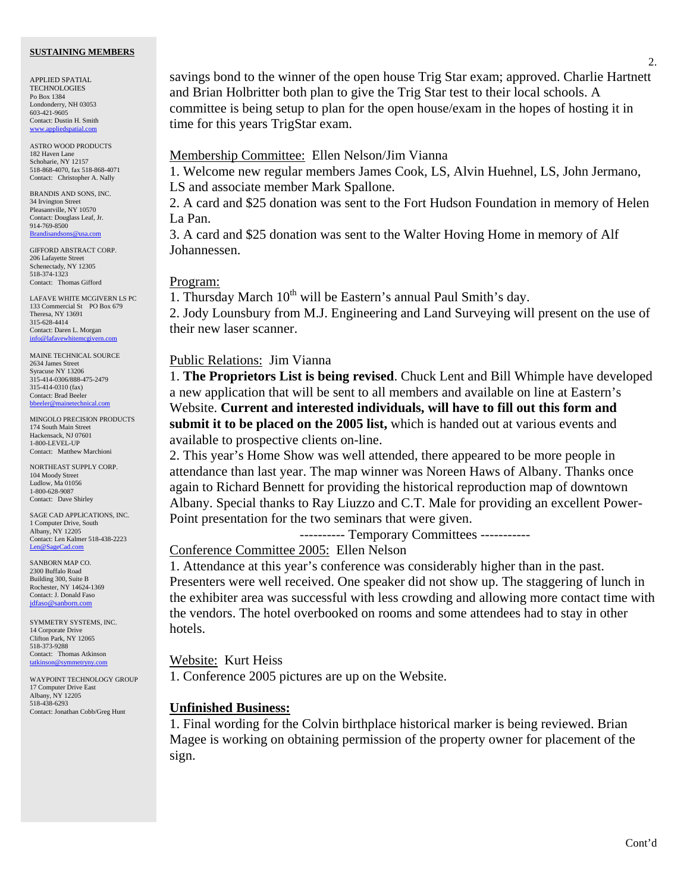## SUSTAINING MEMBERS

APPLIED SPATIAL TECHNOLOGIES
Po Box 1384
Londonderry, NH 03053
603-421-9605
Contact: Dustin H. Smith
www.appliedspatial.com

ASTRO WOOD PRODUCTS
182 Haven Lane
Schoharie, NY 12157
518-868-4070, fax 518-868-4071
Contact: Christopher A. Nally

BRANDIS AND SONS, INC.
34 Irvington Street
Pleasantville, NY 10570
Contact: Douglass Leaf, Jr.
914-769-8500
Brandisandsons@usa.com

GIFFORD ABSTRACT CORP.
206 Lafayette Street
Schenectady, NY 12305
518-374-1323
Contact: Thomas Gifford

LAFAVE WHITE MCGIVERN LS PC
133 Commercial St PO Box 679
Theresa, NY 13691
315-628-4414
Contact: Daren L. Morgan
info@lafavewhitemcgivern.com

MAINE TECHNICAL SOURCE
2634 James Street
Syracuse NY 13206
315-414-0306/888-475-2479
315-414-0310 (fax)
Contact: Brad Beeler
bbeeler@mainetechnical.com

MINGOLO PRECISION PRODUCTS
174 South Main Street
Hackensack, NJ 07601
1-800-LEVEL-UP
Contact: Matthew Marchioni

NORTHEAST SUPPLY CORP.
104 Moody Street
Ludlow, Ma 01056
1-800-628-9087
Contact: Dave Shirley

SAGE CAD APPLICATIONS, INC.
1 Computer Drive, South
Albany, NY 12205
Contact: Len Kalmer 518-438-2223
Len@SageCad.com

SANBORN MAP CO.
2300 Buffalo Road
Building 300, Suite B
Rochester, NY 14624-1369
Contact: J. Donald Faso
jdfaso@sanborn.com

SYMMETRY SYSTEMS, INC.
14 Corporate Drive
Clifton Park, NY 12065
518-373-9288
Contact: Thomas Atkinson
tatkinson@symmetryny.com

WAYPOINT TECHNOLOGY GROUP
17 Computer Drive East
Albany, NY 12205
518-438-6293
Contact: Jonathan Cobb/Greg Hunt

savings bond to the winner of the open house Trig Star exam; approved. Charlie Hartnett and Brian Holbritter both plan to give the Trig Star test to their local schools. A committee is being setup to plan for the open house/exam in the hopes of hosting it in time for this years TrigStar exam.

Membership Committee: Ellen Nelson/Jim Vianna

1. Welcome new regular members James Cook, LS, Alvin Huehnel, LS, John Jermano, LS and associate member Mark Spallone.
2. A card and $25 donation was sent to the Fort Hudson Foundation in memory of Helen La Pan.
3. A card and $25 donation was sent to the Walter Hoving Home in memory of Alf Johannessen.

Program:

1. Thursday March 10th will be Eastern's annual Paul Smith's day.
2. Jody Lounsbury from M.J. Engineering and Land Surveying will present on the use of their new laser scanner.

Public Relations: Jim Vianna

1. **The Proprietors List is being revised**. Chuck Lent and Bill Whimple have developed a new application that will be sent to all members and available on line at Eastern's Website. **Current and interested individuals, will have to fill out this form and submit it to be placed on the 2005 list,** which is handed out at various events and available to prospective clients on-line.
2. This year's Home Show was well attended, there appeared to be more people in attendance than last year. The map winner was Noreen Haws of Albany. Thanks once again to Richard Bennett for providing the historical reproduction map of downtown Albany. Special thanks to Ray Liuzzo and C.T. Male for providing an excellent Power-Point presentation for the two seminars that were given.

---------- Temporary Committees -----------

Conference Committee 2005: Ellen Nelson

1. Attendance at this year's conference was considerably higher than in the past. Presenters were well received. One speaker did not show up. The staggering of lunch in the exhibiter area was successful with less crowding and allowing more contact time with the vendors. The hotel overbooked on rooms and some attendees had to stay in other hotels.

Website: Kurt Heiss

1. Conference 2005 pictures are up on the Website.

**Unfinished Business:**

1. Final wording for the Colvin birthplace historical marker is being reviewed. Brian Magee is working on obtaining permission of the property owner for placement of the sign.

Cont'd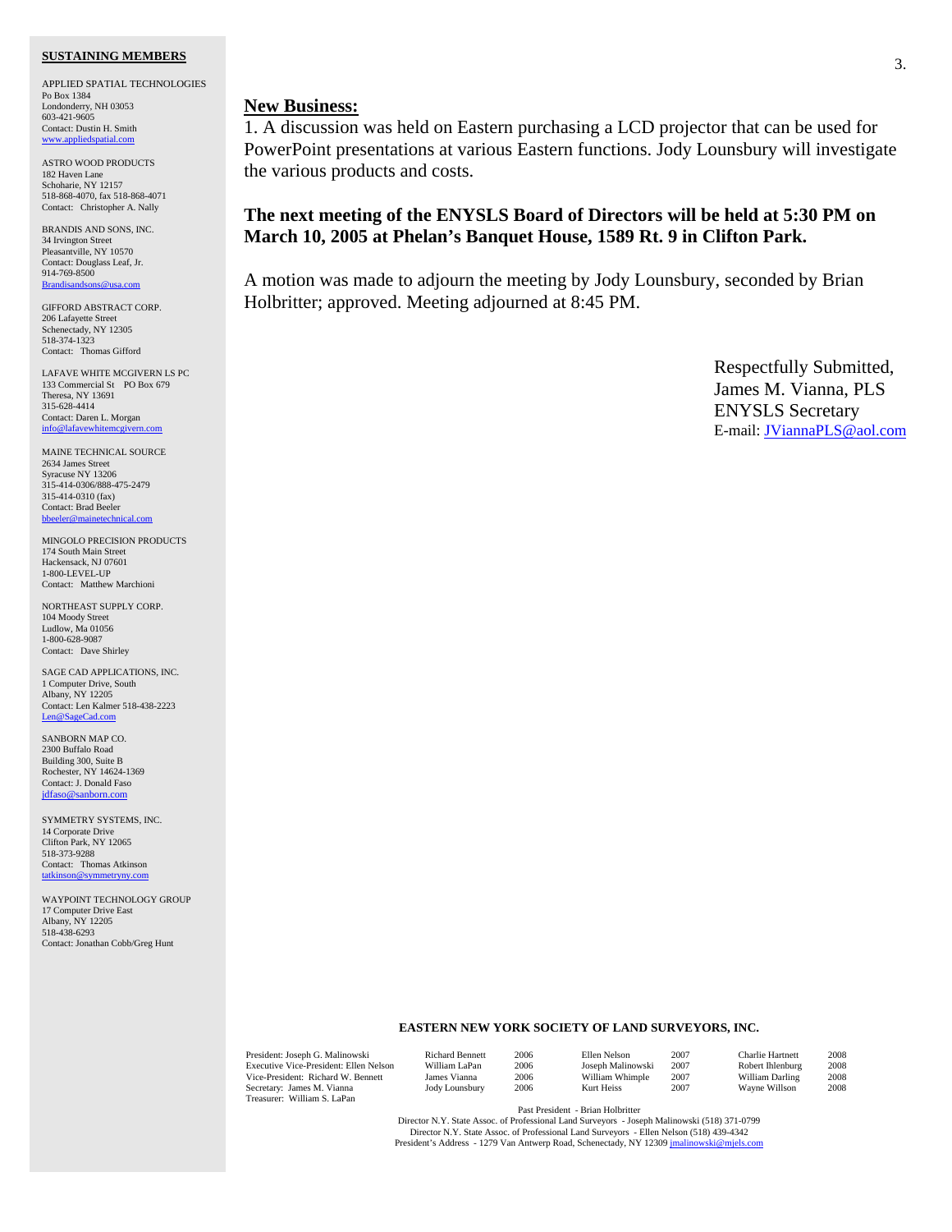## New Business:

1. A discussion was held on Eastern purchasing a LCD projector that can be used for PowerPoint presentations at various Eastern functions. Jody Lounsbury will investigate the various products and costs.

**The next meeting of the ENYSLS Board of Directors will be held at 5:30 PM on March 10, 2005 at Phelan's Banquet House, 1589 Rt. 9 in Clifton Park.**

A motion was made to adjourn the meeting by Jody Lounsbury, seconded by Brian Holbritter; approved. Meeting adjourned at 8:45 PM.

Respectfully Submitted,
James M. Vianna, PLS
ENYSLS Secretary
E-mail: JViannaPLS@aol.com

**SUSTAINING MEMBERS**

APPLIED SPATIAL TECHNOLOGIES
Po Box 1384
Londonderry, NH 03053
603-421-9605
Contact: Dustin H. Smith
www.appliedspatial.com

ASTRO WOOD PRODUCTS
182 Haven Lane
Schoharie, NY 12157
518-868-4070, fax 518-868-4071
Contact: Christopher A. Nally

BRANDIS AND SONS, INC.
34 Irvington Street
Pleasantville, NY 10570
Contact: Douglass Leaf, Jr.
914-769-8500
Brandisandsons@usa.com

GIFFORD ABSTRACT CORP.
206 Lafayette Street
Schenectady, NY 12305
518-374-1323
Contact: Thomas Gifford

LAFAVE WHITE MCGIVERN LS PC
133 Commercial St PO Box 679
Theresa, NY 13691
315-628-4414
Contact: Daren L. Morgan
info@lafavewhitemcgivern.com

MAINE TECHNICAL SOURCE
2634 James Street
Syracuse NY 13206
315-414-0306/888-475-2479
315-414-0310 (fax)
Contact: Brad Beeler
bbeeler@mainetechnical.com

MINGOLO PRECISION PRODUCTS
174 South Main Street
Hackensack, NJ 07601
1-800-LEVEL-UP
Contact: Matthew Marchioni

NORTHEAST SUPPLY CORP.
104 Moody Street
Ludlow, Ma 01056
1-800-628-9087
Contact: Dave Shirley

SAGE CAD APPLICATIONS, INC.
1 Computer Drive, South
Albany, NY 12205
Contact: Len Kalmer 518-438-2223
Len@SageCad.com

SANBORN MAP CO.
2300 Buffalo Road
Building 300, Suite B
Rochester, NY 14624-1369
Contact: J. Donald Faso
jdfaso@sanborn.com

SYMMETRY SYSTEMS, INC.
14 Corporate Drive
Clifton Park, NY 12065
518-373-9288
Contact: Thomas Atkinson
tatkinson@symmetryny.com

WAYPOINT TECHNOLOGY GROUP
17 Computer Drive East
Albany, NY 12205
518-438-6293
Contact: Jonathan Cobb/Greg Hunt

**EASTERN NEW YORK SOCIETY OF LAND SURVEYORS, INC.**

| | | | | | | | |
|---|---|---|---|---|---|---|---|
| President: Joseph G. Malinowski | Richard Bennett | 2006 | Ellen Nelson | 2007 | Charlie Hartnett | 2008 |
| Executive Vice-President: Ellen Nelson | William LaPan | 2006 | Joseph Malinowski | 2007 | Robert Ihlenburg | 2008 |
| Vice-President: Richard W. Bennett | James Vianna | 2006 | William Whimple | 2007 | William Darling | 2008 |
| Secretary: James M. Vianna | Jody Lounsbury | 2006 | Kurt Heiss | 2007 | Wayne Willson | 2008 |
| Treasurer: William S. LaPan | | | | | | |

Past President - Brian Holbritter
Director N.Y. State Assoc. of Professional Land Surveyors - Joseph Malinowski (518) 371-0799
Director N.Y. State Assoc. of Professional Land Surveyors - Ellen Nelson (518) 439-4342
President's Address - 1279 Van Antwerp Road, Schenectady, NY 12309 jmalinowski@mjels.com